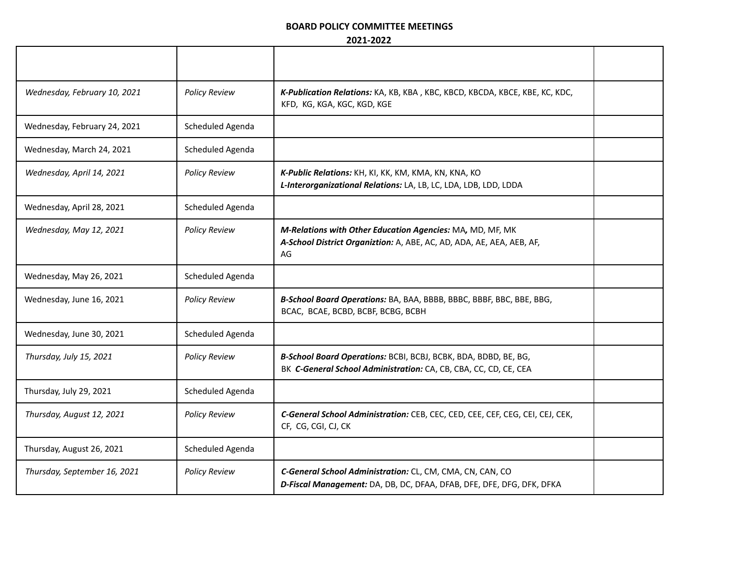**BOARD POLICY COMMITTEE MEETINGS**
**2021-2022**

| | | | |
|---|---|---|---|
| *Wednesday, February 10, 2021* | *Policy Review* | ***K-Publication Relations:*** KA, KB, KBA , KBC, KBCD, KBCDA, KBCE, KBE, KC, KDC, KFD, KG, KGA, KGC, KGD, KGE | |
| Wednesday, February 24, 2021 | Scheduled Agenda | | |
| Wednesday, March 24, 2021 | Scheduled Agenda | | |
| *Wednesday, April 14, 2021* | *Policy Review* | ***K-Public Relations:*** KH, KI, KK, KM, KMA, KN, KNA, KO<br>***L-Interorganizational Relations:*** LA, LB, LC, LDA, LDB, LDD, LDDA | |
| Wednesday, April 28, 2021 | Scheduled Agenda | | |
| *Wednesday, May 12, 2021* | *Policy Review* | ***M-Relations with Other Education Agencies:*** MA**,** MD, MF, MK<br>***A-School District Organiztion:*** A, ABE, AC, AD, ADA, AE, AEA, AEB, AF, AG | |
| Wednesday, May 26, 2021 | Scheduled Agenda | | |
| Wednesday, June 16, 2021 | *Policy Review* | ***B-School Board Operations:*** BA, BAA, BBBB, BBBC, BBBF, BBC, BBE, BBG, BCAC, BCAE, BCBD, BCBF, BCBG, BCBH | |
| Wednesday, June 30, 2021 | Scheduled Agenda | | |
| *Thursday, July 15, 2021* | *Policy Review* | ***B-School Board Operations:*** BCBI, BCBJ, BCBK, BDA, BDBD, BE, BG, BK ***C-General School Administration:*** CA, CB, CBA, CC, CD, CE, CEA | |
| Thursday, July 29, 2021 | Scheduled Agenda | | |
| *Thursday, August 12, 2021* | *Policy Review* | ***C-General School Administration:*** CEB, CEC, CED, CEE, CEF, CEG, CEI, CEJ, CEK, CF, CG, CGI, CJ, CK | |
| Thursday, August 26, 2021 | Scheduled Agenda | | |
| *Thursday, September 16, 2021* | *Policy Review* | ***C-General School Administration:*** CL, CM, CMA, CN, CAN, CO<br>***D-Fiscal Management:*** DA, DB, DC, DFAA, DFAB, DFE, DFE, DFG, DFK, DFKA | |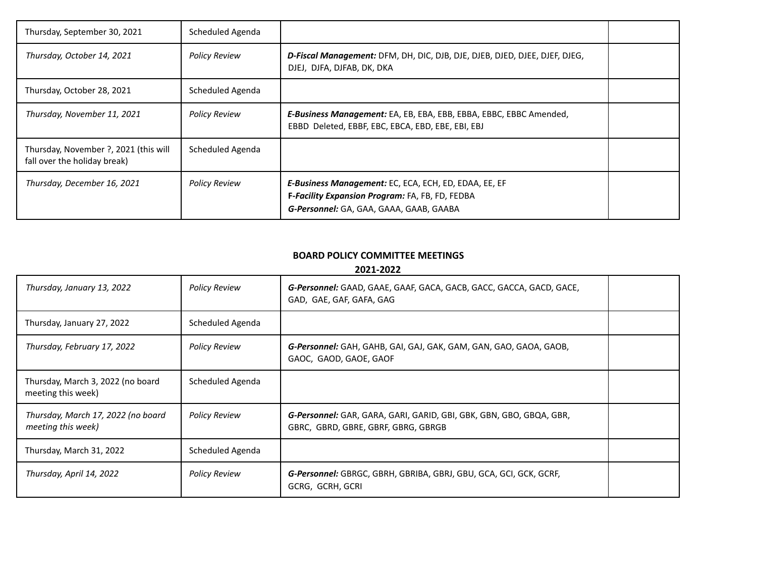| | | | |
|---|---|---|---|
| Thursday, September 30, 2021 | Scheduled Agenda | | |
| *Thursday, October 14, 2021* | *Policy Review* | ***D-Fiscal Management:*** DFM, DH, DIC, DJB, DJE, DJEB, DJED, DJEE, DJEF, DJEG, DJEJ, DJFA, DJFAB, DK, DKA | |
| Thursday, October 28, 2021 | Scheduled Agenda | | |
| *Thursday, November 11, 2021* | *Policy Review* | ***E-Business Management:*** EA, EB, EBA, EBB, EBBA, EBBC, EBBC Amended, EBBD Deleted, EBBF, EBC, EBCA, EBD, EBE, EBI, EBJ | |
| Thursday, November ?, 2021 (this will fall over the holiday break) | Scheduled Agenda | | |
| *Thursday, December 16, 2021* | *Policy Review* | ***E-Business Management:*** EC, ECA, ECH, ED, EDAA, EE, EF<br>**F-*Facility Expansion Program:*** FA, FB, FD, FEDBA<br>***G-Personnel:*** GA, GAA, GAAA, GAAB, GAABA | |

**BOARD POLICY COMMITTEE MEETINGS**
**2021-2022**

| | | | |
|---|---|---|---|
| *Thursday, January 13, 2022* | *Policy Review* | ***G-Personnel:*** GAAD, GAAE, GAAF, GACA, GACB, GACC, GACCA, GACD, GACE, GAD, GAE, GAF, GAFA, GAG | |
| Thursday, January 27, 2022 | Scheduled Agenda | | |
| *Thursday, February 17, 2022* | *Policy Review* | ***G-Personnel:*** GAH, GAHB, GAI, GAJ, GAK, GAM, GAN, GAO, GAOA, GAOB, GAOC, GAOD, GAOE, GAOF | |
| Thursday, March 3, 2022 (no board meeting this week) | Scheduled Agenda | | |
| *Thursday, March 17, 2022 (no board meeting this week)* | *Policy Review* | ***G-Personnel:*** GAR, GARA, GARI, GARID, GBI, GBK, GBN, GBO, GBQA, GBR, GBRC, GBRD, GBRE, GBRF, GBRG, GBRGB | |
| Thursday, March 31, 2022 | Scheduled Agenda | | |
| *Thursday, April 14, 2022* | *Policy Review* | ***G-Personnel:*** GBRGC, GBRH, GBRIBA, GBRJ, GBU, GCA, GCI, GCK, GCRF, GCRG, GCRH, GCRI | |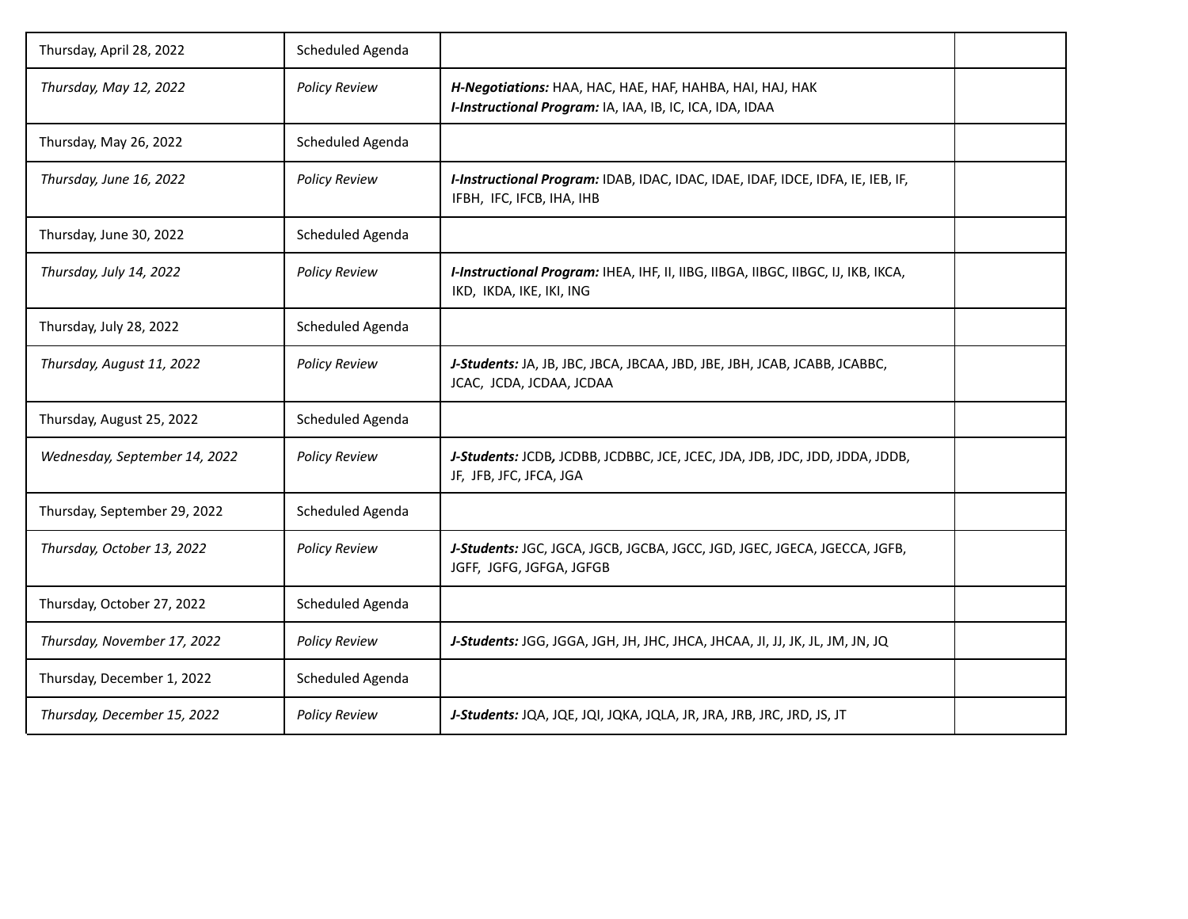| | | | |
|---|---|---|---|
| Thursday, April 28, 2022 | Scheduled Agenda | | |
| *Thursday, May 12, 2022* | *Policy Review* | ***H-Negotiations:*** HAA, HAC, HAE, HAF, HAHBA, HAI, HAJ, HAK<br>***I-Instructional Program:*** IA, IAA, IB, IC, ICA, IDA, IDAA | |
| Thursday, May 26, 2022 | Scheduled Agenda | | |
| *Thursday, June 16, 2022* | *Policy Review* | ***I-Instructional Program:*** IDAB, IDAC, IDAC, IDAE, IDAF, IDCE, IDFA, IE, IEB, IF, IFBH, IFC, IFCB, IHA, IHB | |
| Thursday, June 30, 2022 | Scheduled Agenda | | |
| *Thursday, July 14, 2022* | *Policy Review* | ***I-Instructional Program:*** IHEA, IHF, II, IIBG, IIBGA, IIBGC, IIBGC, IJ, IKB, IKCA, IKD, IKDA, IKE, IKI, ING | |
| Thursday, July 28, 2022 | Scheduled Agenda | | |
| *Thursday, August 11, 2022* | *Policy Review* | ***J-Students:*** JA, JB, JBC, JBCA, JBCAA, JBD, JBE, JBH, JCAB, JCABB, JCABBC, JCAC, JCDA, JCDAA, JCDAA | |
| Thursday, August 25, 2022 | Scheduled Agenda | | |
| *Wednesday, September 14, 2022* | *Policy Review* | ***J-Students:*** JCDB**,** JCDBB, JCDBBC, JCE, JCEC, JDA, JDB, JDC, JDD, JDDA, JDDB, JF, JFB, JFC, JFCA, JGA | |
| Thursday, September 29, 2022 | Scheduled Agenda | | |
| *Thursday, October 13, 2022* | *Policy Review* | ***J-Students:*** JGC, JGCA, JGCB, JGCBA, JGCC, JGD, JGEC, JGECA, JGECCA, JGFB, JGFF, JGFG, JGFGA, JGFGB | |
| Thursday, October 27, 2022 | Scheduled Agenda | | |
| *Thursday, November 17, 2022* | *Policy Review* | ***J-Students:*** JGG, JGGA, JGH, JH, JHC, JHCA, JHCAA, JI, JJ, JK, JL, JM, JN, JQ | |
| Thursday, December 1, 2022 | Scheduled Agenda | | |
| *Thursday, December 15, 2022* | *Policy Review* | ***J-Students:*** JQA, JQE, JQI, JQKA, JQLA, JR, JRA, JRB, JRC, JRD, JS, JT | |